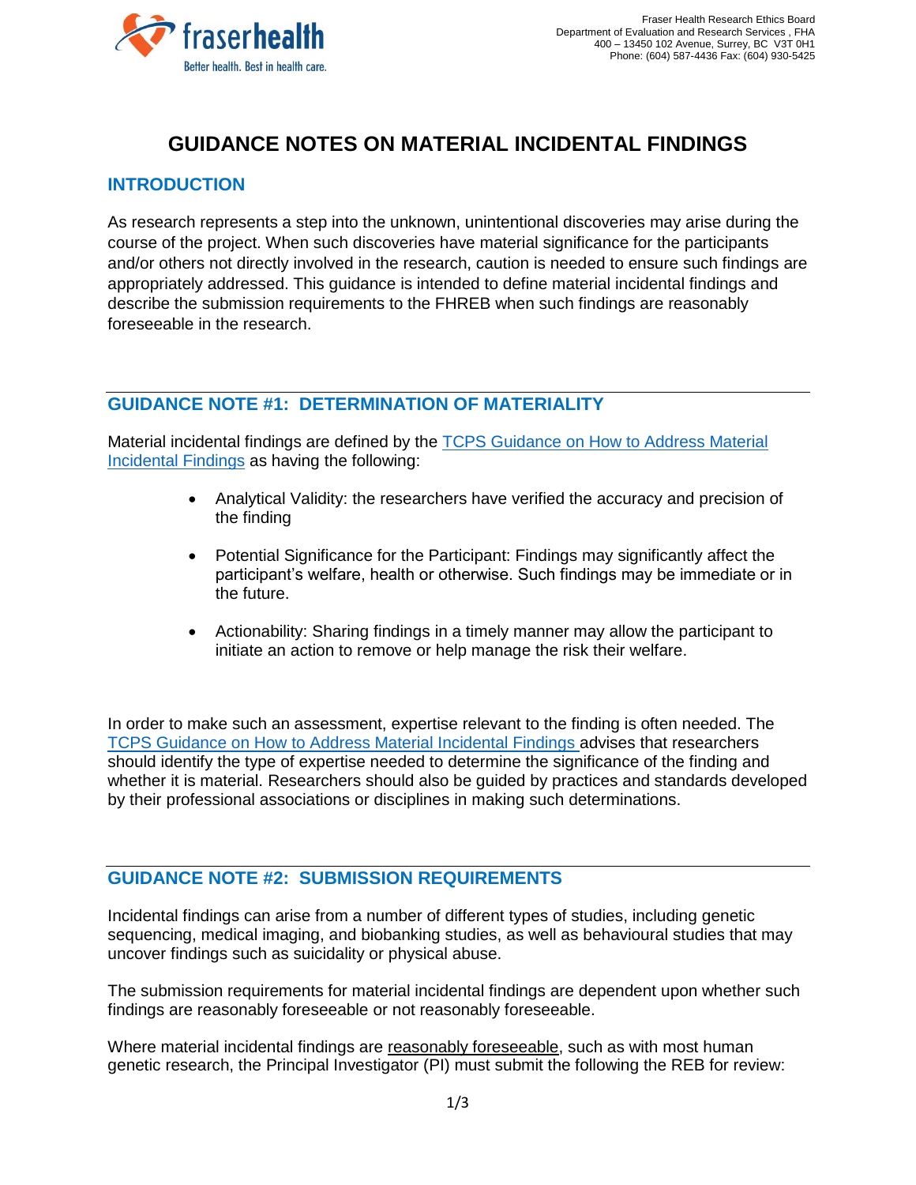Fraser Health Research Ethics Board
Department of Evaluation and Research Services , FHA
400 – 13450 102 Avenue, Surrey, BC V3T 0H1
Phone: (604) 587-4436 Fax: (604) 930-5425

# GUIDANCE NOTES ON MATERIAL INCIDENTAL FINDINGS

## INTRODUCTION

As research represents a step into the unknown, unintentional discoveries may arise during the course of the project. When such discoveries have material significance for the participants and/or others not directly involved in the research, caution is needed to ensure such findings are appropriately addressed. This guidance is intended to define material incidental findings and describe the submission requirements to the FHREB when such findings are reasonably foreseeable in the research.

---

## GUIDANCE NOTE #1: DETERMINATION OF MATERIALITY

Material incidental findings are defined by the TCPS Guidance on How to Address Material Incidental Findings as having the following:

- Analytical Validity: the researchers have verified the accuracy and precision of the finding
- Potential Significance for the Participant: Findings may significantly affect the participant's welfare, health or otherwise. Such findings may be immediate or in the future.
- Actionability: Sharing findings in a timely manner may allow the participant to initiate an action to remove or help manage the risk their welfare.

In order to make such an assessment, expertise relevant to the finding is often needed. The TCPS Guidance on How to Address Material Incidental Findings advises that researchers should identify the type of expertise needed to determine the significance of the finding and whether it is material. Researchers should also be guided by practices and standards developed by their professional associations or disciplines in making such determinations.

---

## GUIDANCE NOTE #2: SUBMISSION REQUIREMENTS

Incidental findings can arise from a number of different types of studies, including genetic sequencing, medical imaging, and biobanking studies, as well as behavioural studies that may uncover findings such as suicidality or physical abuse.

The submission requirements for material incidental findings are dependent upon whether such findings are reasonably foreseeable or not reasonably foreseeable.

Where material incidental findings are reasonably foreseeable, such as with most human genetic research, the Principal Investigator (PI) must submit the following the REB for review: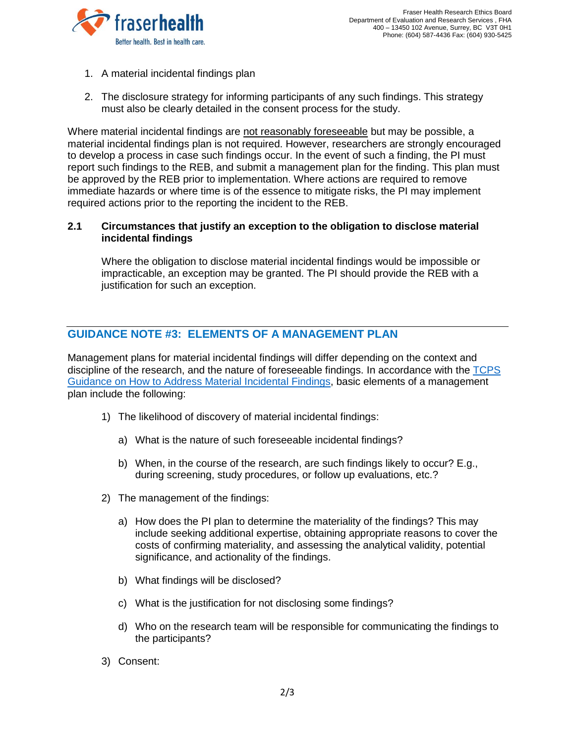1. A material incidental findings plan

2. The disclosure strategy for informing participants of any such findings. This strategy must also be clearly detailed in the consent process for the study.

Where material incidental findings are not reasonably foreseeable but may be possible, a material incidental findings plan is not required. However, researchers are strongly encouraged to develop a process in case such findings occur. In the event of such a finding, the PI must report such findings to the REB, and submit a management plan for the finding. This plan must be approved by the REB prior to implementation. Where actions are required to remove immediate hazards or where time is of the essence to mitigate risks, the PI may implement required actions prior to the reporting the incident to the REB.

### 2.1 Circumstances that justify an exception to the obligation to disclose material incidental findings

Where the obligation to disclose material incidental findings would be impossible or impracticable, an exception may be granted. The PI should provide the REB with a justification for such an exception.

## GUIDANCE NOTE #3: ELEMENTS OF A MANAGEMENT PLAN

Management plans for material incidental findings will differ depending on the context and discipline of the research, and the nature of foreseeable findings. In accordance with the TCPS Guidance on How to Address Material Incidental Findings, basic elements of a management plan include the following:

1) The likelihood of discovery of material incidental findings:

   a) What is the nature of such foreseeable incidental findings?

   b) When, in the course of the research, are such findings likely to occur? E.g., during screening, study procedures, or follow up evaluations, etc.?

2) The management of the findings:

   a) How does the PI plan to determine the materiality of the findings? This may include seeking additional expertise, obtaining appropriate reasons to cover the costs of confirming materiality, and assessing the analytical validity, potential significance, and actionality of the findings.

   b) What findings will be disclosed?

   c) What is the justification for not disclosing some findings?

   d) Who on the research team will be responsible for communicating the findings to the participants?

3) Consent: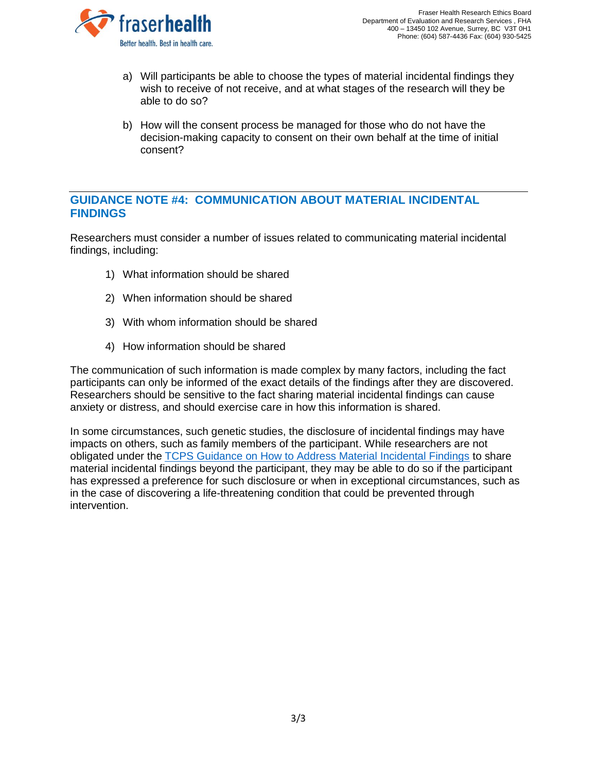a) Will participants be able to choose the types of material incidental findings they wish to receive of not receive, and at what stages of the research will they be able to do so?

b) How will the consent process be managed for those who do not have the decision-making capacity to consent on their own behalf at the time of initial consent?

## GUIDANCE NOTE #4: COMMUNICATION ABOUT MATERIAL INCIDENTAL FINDINGS

Researchers must consider a number of issues related to communicating material incidental findings, including:

1) What information should be shared
2) When information should be shared
3) With whom information should be shared
4) How information should be shared

The communication of such information is made complex by many factors, including the fact participants can only be informed of the exact details of the findings after they are discovered. Researchers should be sensitive to the fact sharing material incidental findings can cause anxiety or distress, and should exercise care in how this information is shared.

In some circumstances, such genetic studies, the disclosure of incidental findings may have impacts on others, such as family members of the participant. While researchers are not obligated under the [TCPS Guidance on How to Address Material Incidental Findings] to share material incidental findings beyond the participant, they may be able to do so if the participant has expressed a preference for such disclosure or when in exceptional circumstances, such as in the case of discovering a life-threatening condition that could be prevented through intervention.